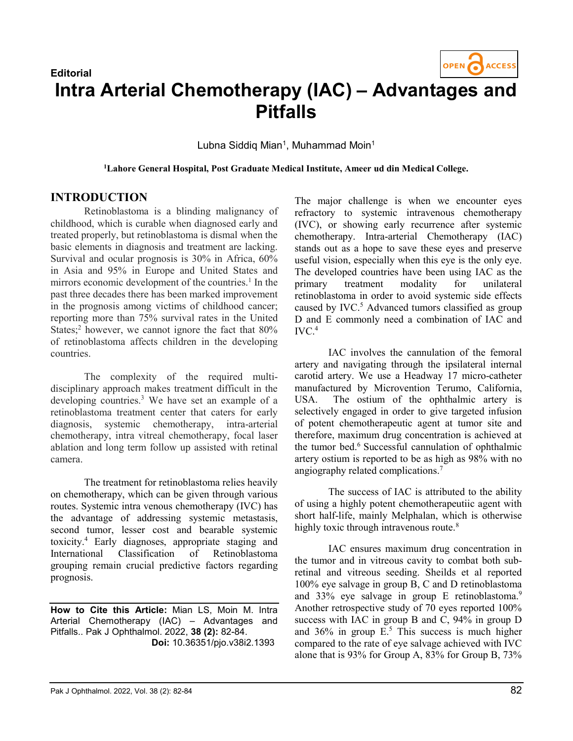**Editorial**

# Intra Arterial Chemotherapy (IAC) – Advantages and Pitfalls

Lubna Siddiq Mian[1], Muhammad Moin[1]

[1]**Lahore General Hospital, Post Graduate Medical Institute, Ameer ud din Medical College.**

## INTRODUCTION

Retinoblastoma is a blinding malignancy of childhood, which is curable when diagnosed early and treated properly, but retinoblastoma is dismal when the basic elements in diagnosis and treatment are lacking. Survival and ocular prognosis is 30% in Africa, 60% in Asia and 95% in Europe and United States and mirrors economic development of the countries.[1] In the past three decades there has been marked improvement in the prognosis among victims of childhood cancer; reporting more than 75% survival rates in the United States;[2] however, we cannot ignore the fact that 80% of retinoblastoma affects children in the developing countries.

The complexity of the required multi-disciplinary approach makes treatment difficult in the developing countries.[3] We have set an example of a retinoblastoma treatment center that caters for early diagnosis, systemic chemotherapy, intra-arterial chemotherapy, intra vitreal chemotherapy, focal laser ablation and long term follow up assisted with retinal camera.

The treatment for retinoblastoma relies heavily on chemotherapy, which can be given through various routes. Systemic intra venous chemotherapy (IVC) has the advantage of addressing systemic metastasis, second tumor, lesser cost and bearable systemic toxicity.[4] Early diagnoses, appropriate staging and International Classification of Retinoblastoma grouping remain crucial predictive factors regarding prognosis.

**How to Cite this Article:** Mian LS, Moin M. Intra Arterial Chemotherapy (IAC) – Advantages and Pitfalls.. Pak J Ophthalmol. 2022, **38 (2):** 82-84.
**Doi:** 10.36351/pjo.v38i2.1393

The major challenge is when we encounter eyes refractory to systemic intravenous chemotherapy (IVC), or showing early recurrence after systemic chemotherapy. Intra-arterial Chemotherapy (IAC) stands out as a hope to save these eyes and preserve useful vision, especially when this eye is the only eye. The developed countries have been using IAC as the primary treatment modality for unilateral retinoblastoma in order to avoid systemic side effects caused by IVC.[5] Advanced tumors classified as group D and E commonly need a combination of IAC and IVC.[4]

IAC involves the cannulation of the femoral artery and navigating through the ipsilateral internal carotid artery. We use a Headway 17 micro-catheter manufactured by Microvention Terumo, California, USA. The ostium of the ophthalmic artery is selectively engaged in order to give targeted infusion of potent chemotherapeutic agent at tumor site and therefore, maximum drug concentration is achieved at the tumor bed.[6] Successful cannulation of ophthalmic artery ostium is reported to be as high as 98% with no angiography related complications.[7]

The success of IAC is attributed to the ability of using a highly potent chemotherapeutiic agent with short half-life, mainly Melphalan, which is otherwise highly toxic through intravenous route.[8]

IAC ensures maximum drug concentration in the tumor and in vitreous cavity to combat both sub-retinal and vitreous seeding. Sheilds et al reported 100% eye salvage in group B, C and D retinoblastoma and 33% eye salvage in group E retinoblastoma.[9] Another retrospective study of 70 eyes reported 100% success with IAC in group B and C, 94% in group D and 36% in group E.[5] This success is much higher compared to the rate of eye salvage achieved with IVC alone that is 93% for Group A, 83% for Group B, 73%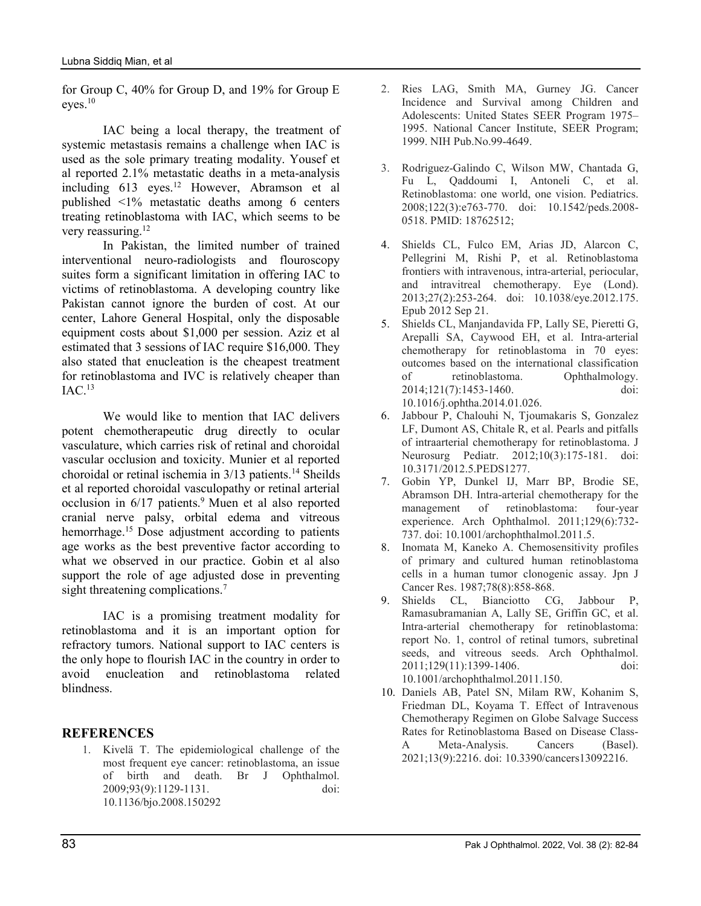for Group C, 40% for Group D, and 19% for Group E eyes.[10]

IAC being a local therapy, the treatment of systemic metastasis remains a challenge when IAC is used as the sole primary treating modality. Yousef et al reported 2.1% metastatic deaths in a meta-analysis including 613 eyes.[12] However, Abramson et al published <1% metastatic deaths among 6 centers treating retinoblastoma with IAC, which seems to be very reassuring.[12]

In Pakistan, the limited number of trained interventional neuro-radiologists and flouroscopy suites form a significant limitation in offering IAC to victims of retinoblastoma. A developing country like Pakistan cannot ignore the burden of cost. At our center, Lahore General Hospital, only the disposable equipment costs about $1,000 per session. Aziz et al estimated that 3 sessions of IAC require $16,000. They also stated that enucleation is the cheapest treatment for retinoblastoma and IVC is relatively cheaper than IAC.[13]

We would like to mention that IAC delivers potent chemotherapeutic drug directly to ocular vasculature, which carries risk of retinal and choroidal vascular occlusion and toxicity. Munier et al reported choroidal or retinal ischemia in 3/13 patients.[14] Sheilds et al reported choroidal vasculopathy or retinal arterial occlusion in 6/17 patients.[9] Muen et al also reported cranial nerve palsy, orbital edema and vitreous hemorrhage.[15] Dose adjustment according to patients age works as the best preventive factor according to what we observed in our practice. Gobin et al also support the role of age adjusted dose in preventing sight threatening complications.[7]

IAC is a promising treatment modality for retinoblastoma and it is an important option for refractory tumors. National support to IAC centers is the only hope to flourish IAC in the country in order to avoid enucleation and retinoblastoma related blindness.

## REFERENCES

1. Kivelä T. The epidemiological challenge of the most frequent eye cancer: retinoblastoma, an issue of birth and death. Br J Ophthalmol. 2009;93(9):1129-1131. doi: 10.1136/bjo.2008.150292
2. Ries LAG, Smith MA, Gurney JG. Cancer Incidence and Survival among Children and Adolescents: United States SEER Program 1975–1995. National Cancer Institute, SEER Program; 1999. NIH Pub.No.99-4649.
3. Rodriguez-Galindo C, Wilson MW, Chantada G, Fu L, Qaddoumi I, Antoneli C, et al. Retinoblastoma: one world, one vision. Pediatrics. 2008;122(3):e763-770. doi: 10.1542/peds.2008-0518. PMID: 18762512;
4. Shields CL, Fulco EM, Arias JD, Alarcon C, Pellegrini M, Rishi P, et al. Retinoblastoma frontiers with intravenous, intra-arterial, periocular, and intravitreal chemotherapy. Eye (Lond). 2013;27(2):253-264. doi: 10.1038/eye.2012.175. Epub 2012 Sep 21.
5. Shields CL, Manjandavida FP, Lally SE, Pieretti G, Arepalli SA, Caywood EH, et al. Intra-arterial chemotherapy for retinoblastoma in 70 eyes: outcomes based on the international classification of retinoblastoma. Ophthalmology. 2014;121(7):1453-1460. doi: 10.1016/j.ophtha.2014.01.026.
6. Jabbour P, Chalouhi N, Tjoumakaris S, Gonzalez LF, Dumont AS, Chitale R, et al. Pearls and pitfalls of intraarterial chemotherapy for retinoblastoma. J Neurosurg Pediatr. 2012;10(3):175-181. doi: 10.3171/2012.5.PEDS1277.
7. Gobin YP, Dunkel IJ, Marr BP, Brodie SE, Abramson DH. Intra-arterial chemotherapy for the management of retinoblastoma: four-year experience. Arch Ophthalmol. 2011;129(6):732-737. doi: 10.1001/archophthalmol.2011.5.
8. Inomata M, Kaneko A. Chemosensitivity profiles of primary and cultured human retinoblastoma cells in a human tumor clonogenic assay. Jpn J Cancer Res. 1987;78(8):858-868.
9. Shields CL, Bianciotto CG, Jabbour P, Ramasubramanian A, Lally SE, Griffin GC, et al. Intra-arterial chemotherapy for retinoblastoma: report No. 1, control of retinal tumors, subretinal seeds, and vitreous seeds. Arch Ophthalmol. 2011;129(11):1399-1406. doi: 10.1001/archophthalmol.2011.150.
10. Daniels AB, Patel SN, Milam RW, Kohanim S, Friedman DL, Koyama T. Effect of Intravenous Chemotherapy Regimen on Globe Salvage Success Rates for Retinoblastoma Based on Disease Class-A Meta-Analysis. Cancers (Basel). 2021;13(9):2216. doi: 10.3390/cancers13092216.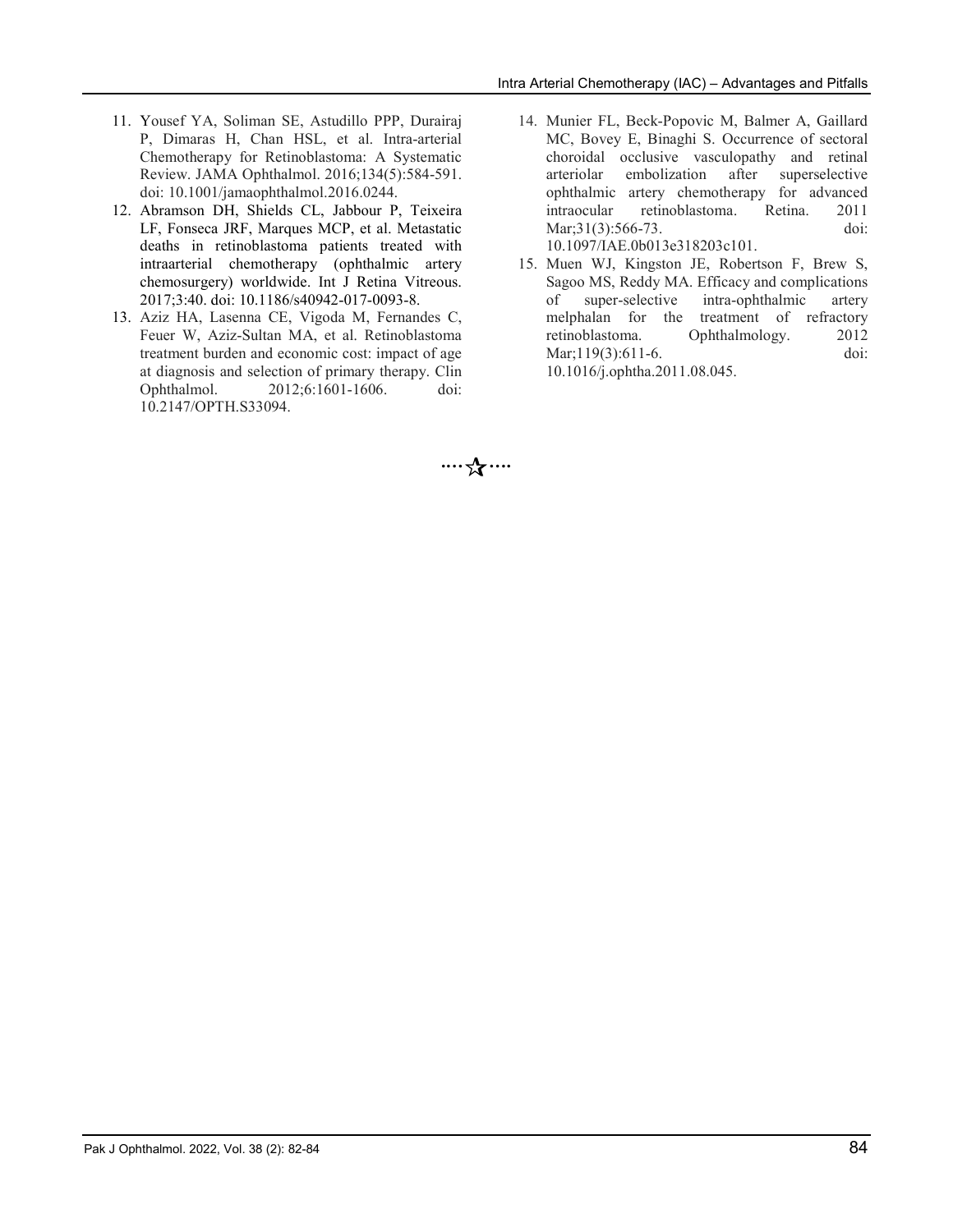11. Yousef YA, Soliman SE, Astudillo PPP, Durairaj P, Dimaras H, Chan HSL, et al. Intra-arterial Chemotherapy for Retinoblastoma: A Systematic Review. JAMA Ophthalmol. 2016;134(5):584-591. doi: 10.1001/jamaophthalmol.2016.0244.
12. Abramson DH, Shields CL, Jabbour P, Teixeira LF, Fonseca JRF, Marques MCP, et al. Metastatic deaths in retinoblastoma patients treated with intraarterial chemotherapy (ophthalmic artery chemosurgery) worldwide. Int J Retina Vitreous. 2017;3:40. doi: 10.1186/s40942-017-0093-8.
13. Aziz HA, Lasenna CE, Vigoda M, Fernandes C, Feuer W, Aziz-Sultan MA, et al. Retinoblastoma treatment burden and economic cost: impact of age at diagnosis and selection of primary therapy. Clin Ophthalmol. 2012;6:1601-1606. doi: 10.2147/OPTH.S33094.
14. Munier FL, Beck-Popovic M, Balmer A, Gaillard MC, Bovey E, Binaghi S. Occurrence of sectoral choroidal occlusive vasculopathy and retinal arteriolar embolization after superselective ophthalmic artery chemotherapy for advanced intraocular retinoblastoma. Retina. 2011 Mar;31(3):566-73. doi: 10.1097/IAE.0b013e318203c101.
15. Muen WJ, Kingston JE, Robertson F, Brew S, Sagoo MS, Reddy MA. Efficacy and complications of super-selective intra-ophthalmic artery melphalan for the treatment of refractory retinoblastoma. Ophthalmology. 2012 Mar;119(3):611-6. doi: 10.1016/j.ophtha.2011.08.045.

....☆....